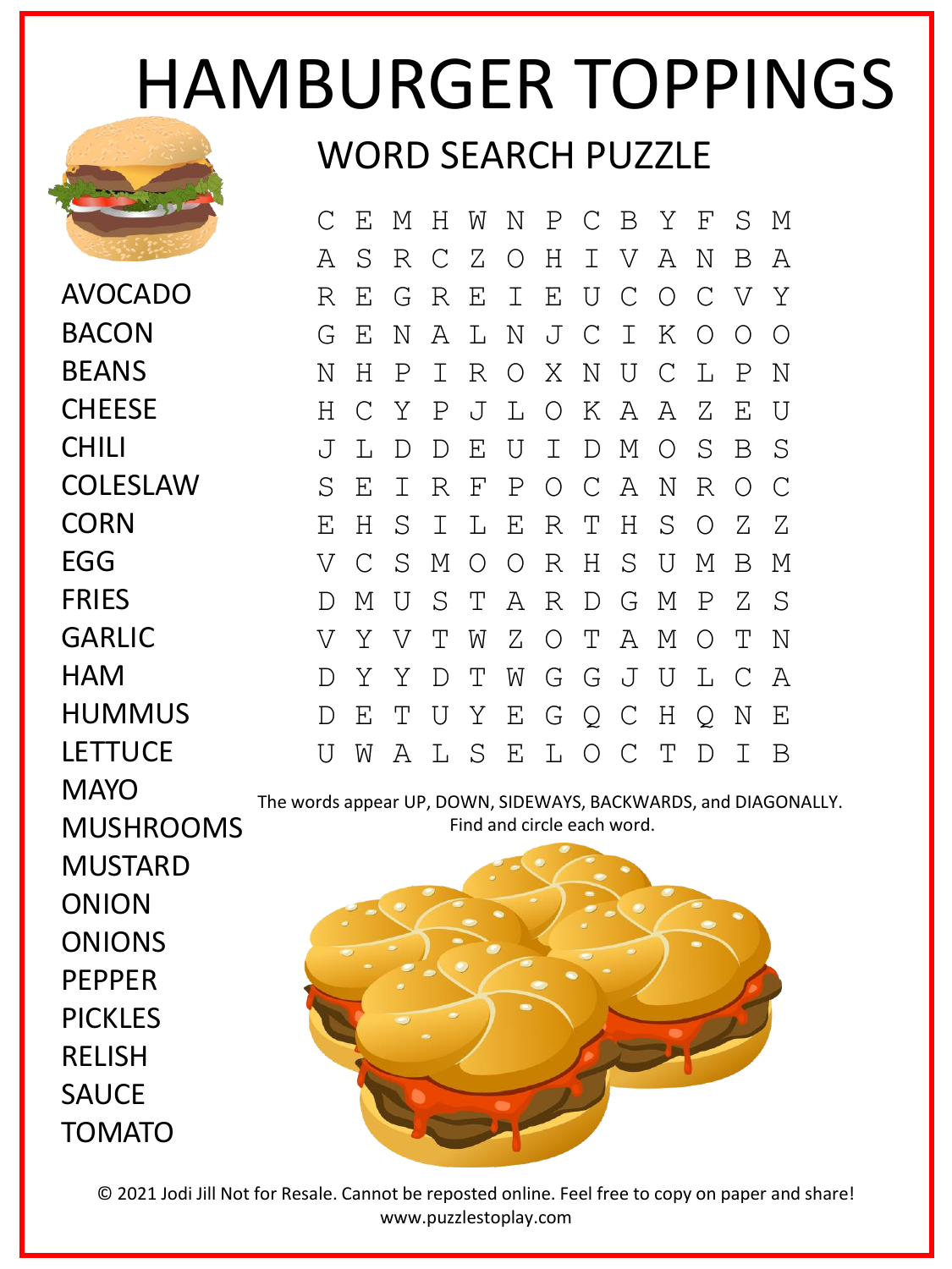# HAMBURGER TOPPINGS

## WORD SEARCH PUZZLE

```
C E M H W N P C B Y F S M
A S R C Z O H I V A N B A
R E G R E I E U C O C V Y
G E N A L N J C I K O O O
N H P I R O X N U C L P N
H C Y P J L O K A A Z E U
J L D D E U I D M O S B S
S E I R F P O C A N R O C
E H S I L E R T H S O Z Z
V C S M O O R H S U M B M
D M U S T A R D G M P Z S
V Y V T W Z O T A M O T N
D Y Y D T W G G J U L C A
D E T U Y E G Q C H Q N E
U W A L S E L O C T D I B
```

AVOCADO
BACON
BEANS
CHEESE
CHILI
COLESLAW
CORN
EGG
FRIES
GARLIC
HAM
HUMMUS
LETTUCE
MAYO
MUSHROOMS
MUSTARD
ONION
ONIONS
PEPPER
PICKLES
RELISH
SAUCE
TOMATO

The words appear UP, DOWN, SIDEWAYS, BACKWARDS, and DIAGONALLY.
Find and circle each word.

© 2021 Jodi Jill Not for Resale. Cannot be reposted online. Feel free to copy on paper and share!
www.puzzlestoplay.com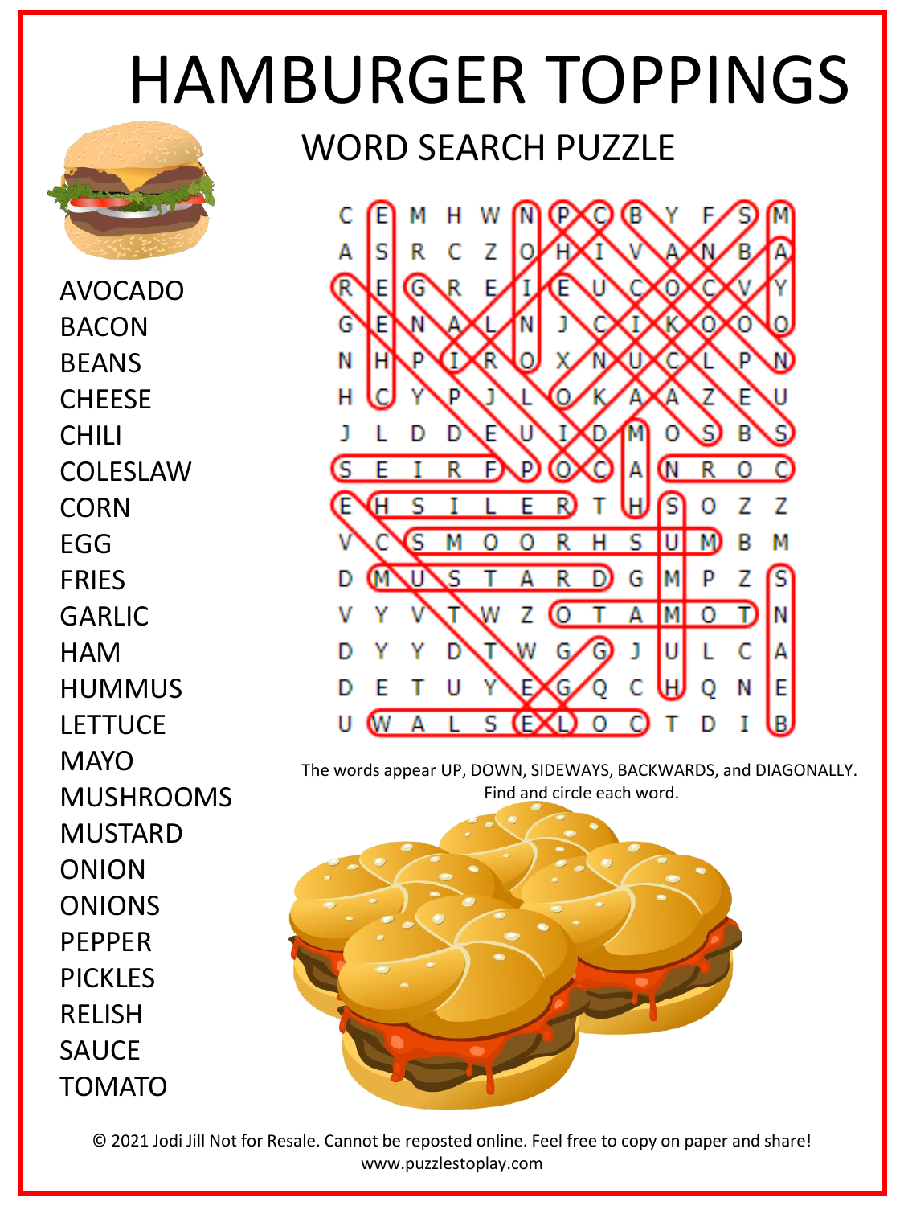# HAMBURGER TOPPINGS

## WORD SEARCH PUZZLE

- AVOCADO
- BACON
- BEANS
- CHEESE
- CHILI
- COLESLAW
- CORN
- EGG
- FRIES
- GARLIC
- HAM
- HUMMUS
- LETTUCE
- MAYO
- MUSHROOMS
- MUSTARD
- ONION
- ONIONS
- PEPPER
- PICKLES
- RELISH
- SAUCE
- TOMATO

| | | | | | | | | | | | | |
|---|---|---|---|---|---|---|---|---|---|---|---|---|
| C | E | M | H | W | N | P | C | B | Y | F | S | M |
| A | S | R | C | Z | O | H | I | V | A | N | B | A |
| R | E | G | R | E | I | E | U | C | O | C | V | Y |
| G | E | N | A | L | N | J | C | I | K | O | O | O |
| N | H | P | I | R | O | X | N | U | C | L | P | N |
| H | C | Y | P | J | L | O | K | A | A | Z | E | U |
| J | L | D | D | E | U | I | D | M | O | S | B | S |
| S | E | I | R | F | P | O | C | A | N | R | O | C |
| E | H | S | I | L | E | R | T | H | S | O | Z | Z |
| V | C | S | M | O | O | R | H | S | U | M | B | M |
| D | M | U | S | T | A | R | D | G | M | P | Z | S |
| V | Y | V | T | W | Z | O | T | A | M | O | T | N |
| D | Y | Y | D | T | W | G | G | J | U | L | C | A |
| D | E | T | U | Y | E | G | Q | C | H | Q | N | E |
| U | W | A | L | S | E | L | O | C | T | D | I | B |

The words appear UP, DOWN, SIDEWAYS, BACKWARDS, and DIAGONALLY. Find and circle each word.

© 2021 Jodi Jill Not for Resale. Cannot be reposted online. Feel free to copy on paper and share!
www.puzzlestoplay.com